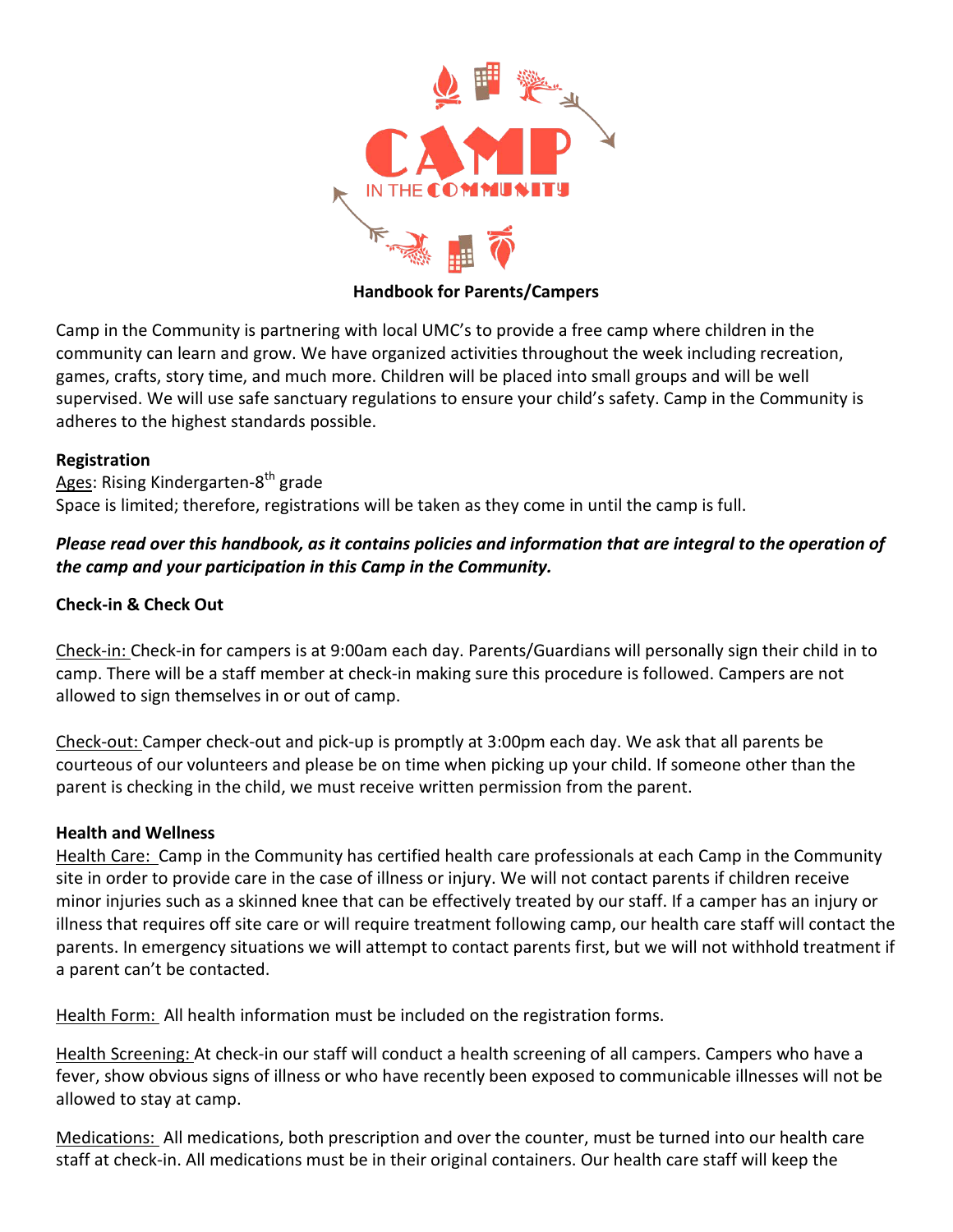**Handbook for Parents/Campers**

Camp in the Community is partnering with local UMC's to provide a free camp where children in the community can learn and grow. We have organized activities throughout the week including recreation, games, crafts, story time, and much more. Children will be placed into small groups and will be well supervised. We will use safe sanctuary regulations to ensure your child's safety. Camp in the Community is adheres to the highest standards possible.

**Registration**

Ages: Rising Kindergarten-8th grade

Space is limited; therefore, registrations will be taken as they come in until the camp is full.

***Please read over this handbook, as it contains policies and information that are integral to the operation of the camp and your participation in this Camp in the Community.***

**Check-in & Check Out**

Check-in: Check-in for campers is at 9:00am each day. Parents/Guardians will personally sign their child in to camp. There will be a staff member at check-in making sure this procedure is followed. Campers are not allowed to sign themselves in or out of camp.

Check-out: Camper check-out and pick-up is promptly at 3:00pm each day. We ask that all parents be courteous of our volunteers and please be on time when picking up your child. If someone other than the parent is checking in the child, we must receive written permission from the parent.

**Health and Wellness**

Health Care: Camp in the Community has certified health care professionals at each Camp in the Community site in order to provide care in the case of illness or injury. We will not contact parents if children receive minor injuries such as a skinned knee that can be effectively treated by our staff. If a camper has an injury or illness that requires off site care or will require treatment following camp, our health care staff will contact the parents. In emergency situations we will attempt to contact parents first, but we will not withhold treatment if a parent can't be contacted.

Health Form: All health information must be included on the registration forms.

Health Screening: At check-in our staff will conduct a health screening of all campers. Campers who have a fever, show obvious signs of illness or who have recently been exposed to communicable illnesses will not be allowed to stay at camp.

Medications: All medications, both prescription and over the counter, must be turned into our health care staff at check-in. All medications must be in their original containers. Our health care staff will keep the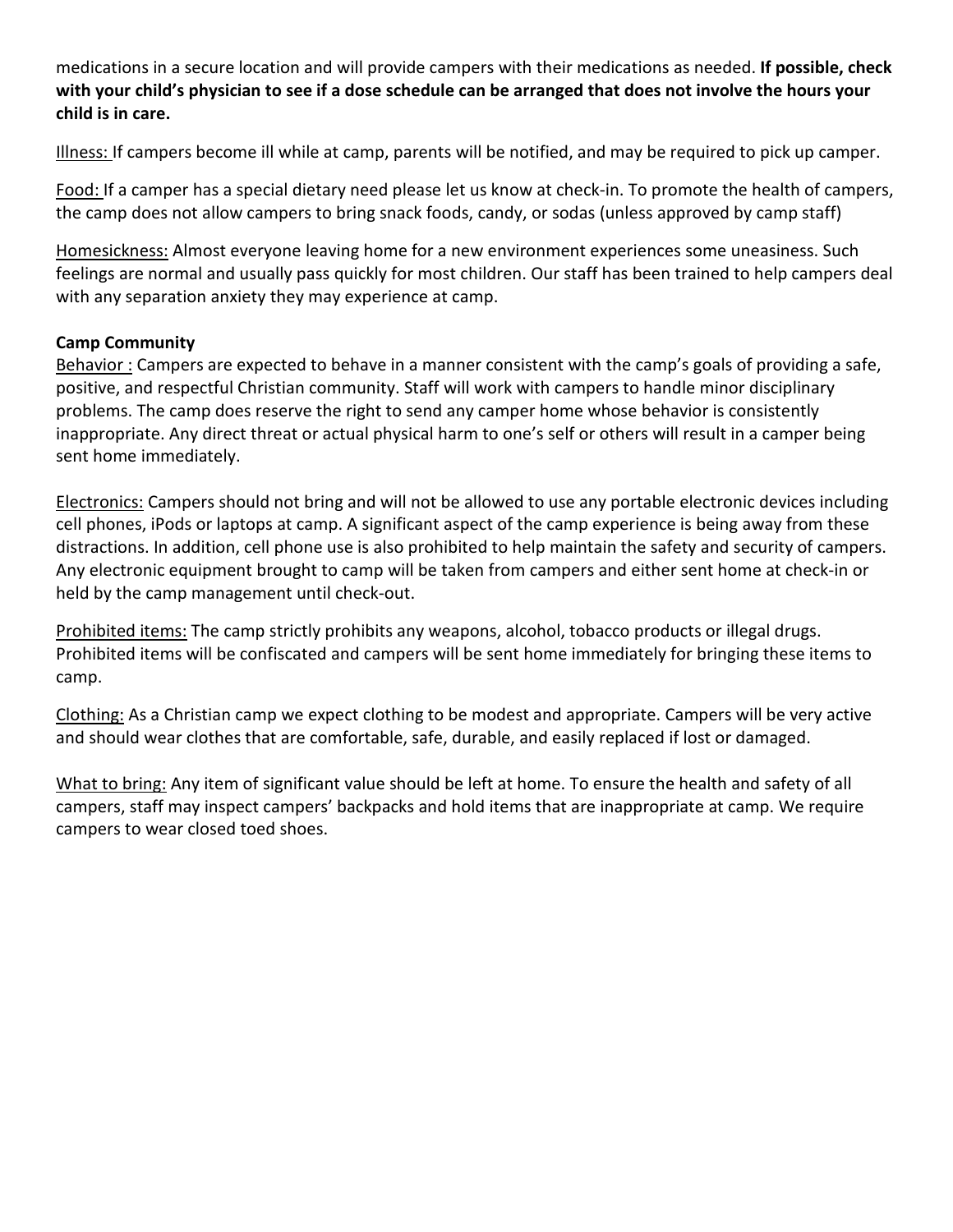medications in a secure location and will provide campers with their medications as needed. **If possible, check with your child's physician to see if a dose schedule can be arranged that does not involve the hours your child is in care.**

Illness: If campers become ill while at camp, parents will be notified, and may be required to pick up camper.

Food: If a camper has a special dietary need please let us know at check-in. To promote the health of campers, the camp does not allow campers to bring snack foods, candy, or sodas (unless approved by camp staff)

Homesickness: Almost everyone leaving home for a new environment experiences some uneasiness. Such feelings are normal and usually pass quickly for most children. Our staff has been trained to help campers deal with any separation anxiety they may experience at camp.

**Camp Community**

Behavior : Campers are expected to behave in a manner consistent with the camp's goals of providing a safe, positive, and respectful Christian community. Staff will work with campers to handle minor disciplinary problems. The camp does reserve the right to send any camper home whose behavior is consistently inappropriate. Any direct threat or actual physical harm to one's self or others will result in a camper being sent home immediately.

Electronics: Campers should not bring and will not be allowed to use any portable electronic devices including cell phones, iPods or laptops at camp. A significant aspect of the camp experience is being away from these distractions. In addition, cell phone use is also prohibited to help maintain the safety and security of campers. Any electronic equipment brought to camp will be taken from campers and either sent home at check-in or held by the camp management until check-out.

Prohibited items: The camp strictly prohibits any weapons, alcohol, tobacco products or illegal drugs. Prohibited items will be confiscated and campers will be sent home immediately for bringing these items to camp.

Clothing: As a Christian camp we expect clothing to be modest and appropriate. Campers will be very active and should wear clothes that are comfortable, safe, durable, and easily replaced if lost or damaged.

What to bring: Any item of significant value should be left at home. To ensure the health and safety of all campers, staff may inspect campers' backpacks and hold items that are inappropriate at camp. We require campers to wear closed toed shoes.